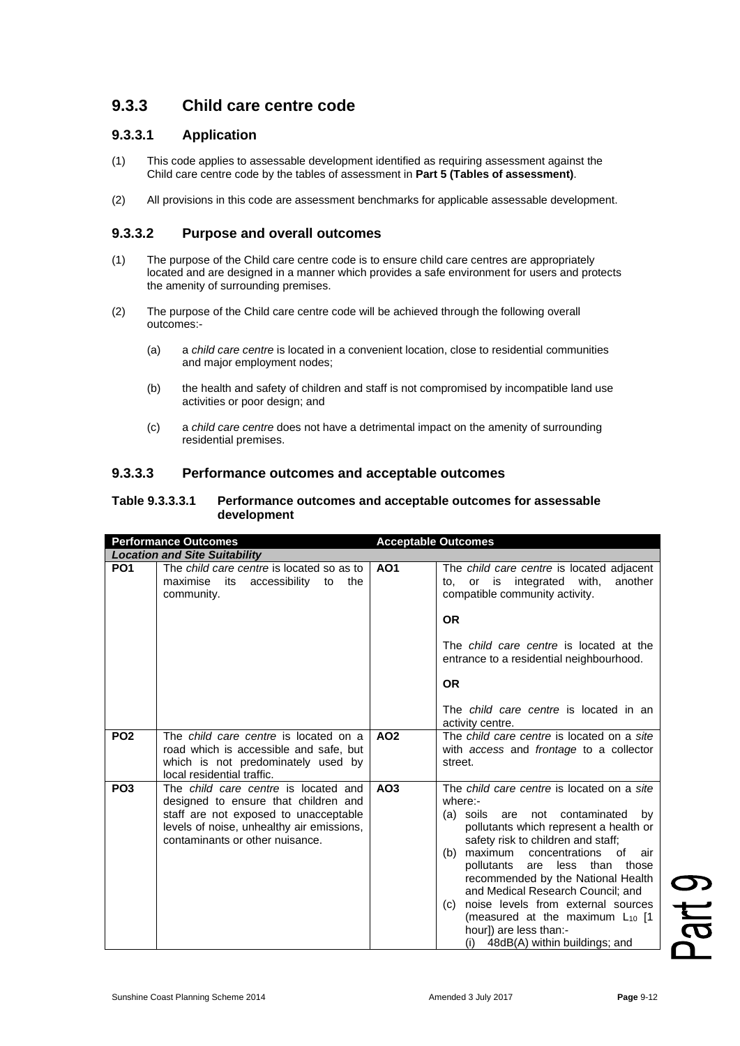## 9.3.3 Child care centre code

### 9.3.3.1 Application

(1) This code applies to assessable development identified as requiring assessment against the Child care centre code by the tables of assessment in **Part 5 (Tables of assessment)**.

(2) All provisions in this code are assessment benchmarks for applicable assessable development.

### 9.3.3.2 Purpose and overall outcomes

(1) The purpose of the Child care centre code is to ensure child care centres are appropriately located and are designed in a manner which provides a safe environment for users and protects the amenity of surrounding premises.

(2) The purpose of the Child care centre code will be achieved through the following overall outcomes:-

   (a) a *child care centre* is located in a convenient location, close to residential communities and major employment nodes;

   (b) the health and safety of children and staff is not compromised by incompatible land use activities or poor design; and

   (c) a *child care centre* does not have a detrimental impact on the amenity of surrounding residential premises.

### 9.3.3.3 Performance outcomes and acceptable outcomes

**Table 9.3.3.3.1 Performance outcomes and acceptable outcomes for assessable development**

| Performance Outcomes | | Acceptable Outcomes | |
|---|---|---|---|
| ***Location and Site Suitability*** | | | |
| **PO1** | The *child care centre* is located so as to maximise its accessibility to the community. | **AO1** | The *child care centre* is located adjacent to, or is integrated with, another compatible community activity.<br><br>**OR**<br><br>The *child care centre* is located at the entrance to a residential neighbourhood.<br><br>**OR**<br><br>The *child care centre* is located in an activity centre. |
| **PO2** | The *child care centre* is located on a road which is accessible and safe, but which is not predominately used by local residential traffic. | **AO2** | The *child care centre* is located on a *site* with *access* and *frontage* to a collector street. |
| **PO3** | The *child care centre* is located and designed to ensure that children and staff are not exposed to unacceptable levels of noise, unhealthy air emissions, contaminants or other nuisance. | **AO3** | The *child care centre* is located on a *site* where:-<br>(a) soils are not contaminated by pollutants which represent a health or safety risk to children and staff;<br>(b) maximum concentrations of air pollutants are less than those recommended by the National Health and Medical Research Council; and<br>(c) noise levels from external sources (measured at the maximum $L_{10}$ [1 hour]) are less than:-<br>(i) 48dB(A) within buildings; and |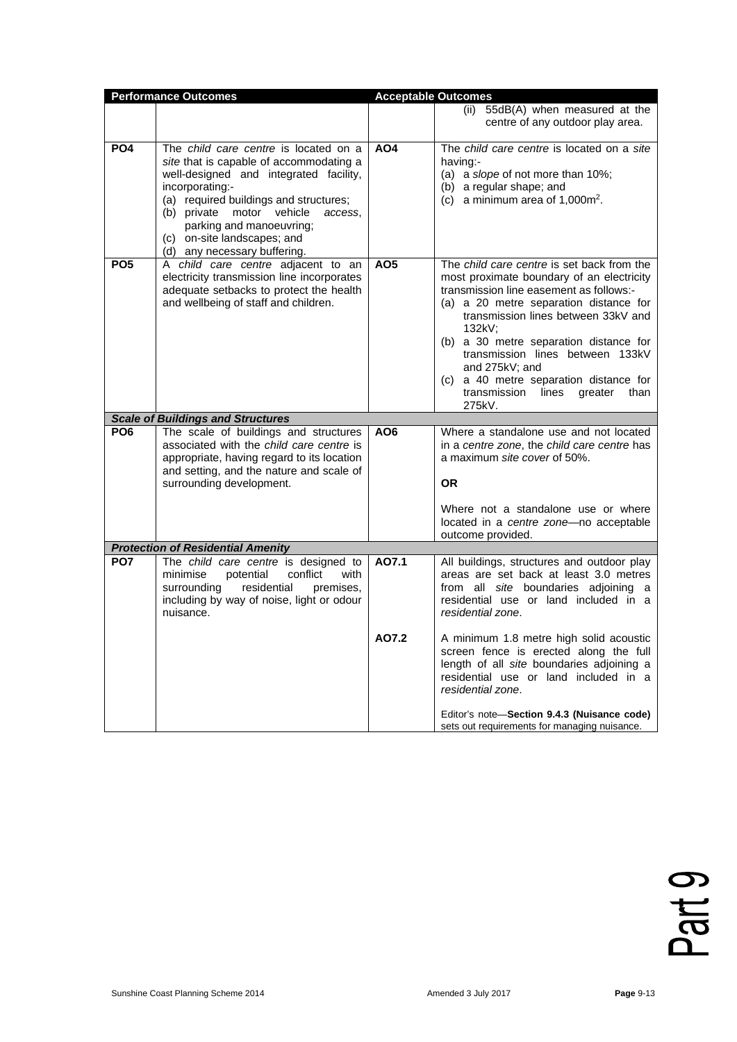| Performance Outcomes | | Acceptable Outcomes | |
|---|---|---|---|
| | | | (ii) 55dB(A) when measured at the centre of any outdoor play area. |
| **PO4** | The *child care centre* is located on a *site* that is capable of accommodating a well-designed and integrated facility, incorporating:-<br>(a) required buildings and structures;<br>(b) private motor vehicle *access*, parking and manoeuvring;<br>(c) on-site landscapes; and<br>(d) any necessary buffering. | **AO4** | The *child care centre* is located on a *site* having:-<br>(a) a *slope* of not more than 10%;<br>(b) a regular shape; and<br>(c) a minimum area of 1,000m$^2$. |
| **PO5** | A *child care centre* adjacent to an electricity transmission line incorporates adequate setbacks to protect the health and wellbeing of staff and children. | **AO5** | The *child care centre* is set back from the most proximate boundary of an electricity transmission line easement as follows:-<br>(a) a 20 metre separation distance for transmission lines between 33kV and 132kV;<br>(b) a 30 metre separation distance for transmission lines between 133kV and 275kV; and<br>(c) a 40 metre separation distance for transmission lines greater than 275kV. |
| ***Scale of Buildings and Structures*** | | | |
| **PO6** | The scale of buildings and structures associated with the *child care centre* is appropriate, having regard to its location and setting, and the nature and scale of surrounding development. | **AO6** | Where a standalone use and not located in a *centre zone*, the *child care centre* has a maximum *site cover* of 50%.<br><br>**OR**<br><br>Where not a standalone use or where located in a *centre zone*—no acceptable outcome provided. |
| ***Protection of Residential Amenity*** | | | |
| **PO7** | The *child care centre* is designed to minimise potential conflict with surrounding residential premises, including by way of noise, light or odour nuisance. | **AO7.1** | All buildings, structures and outdoor play areas are set back at least 3.0 metres from all *site* boundaries adjoining a residential use or land included in a *residential zone*. |
| | | **AO7.2** | A minimum 1.8 metre high solid acoustic screen fence is erected along the full length of all *site* boundaries adjoining a residential use or land included in a *residential zone*.<br><br>Editor's note—**Section 9.4.3 (Nuisance code)** sets out requirements for managing nuisance. |